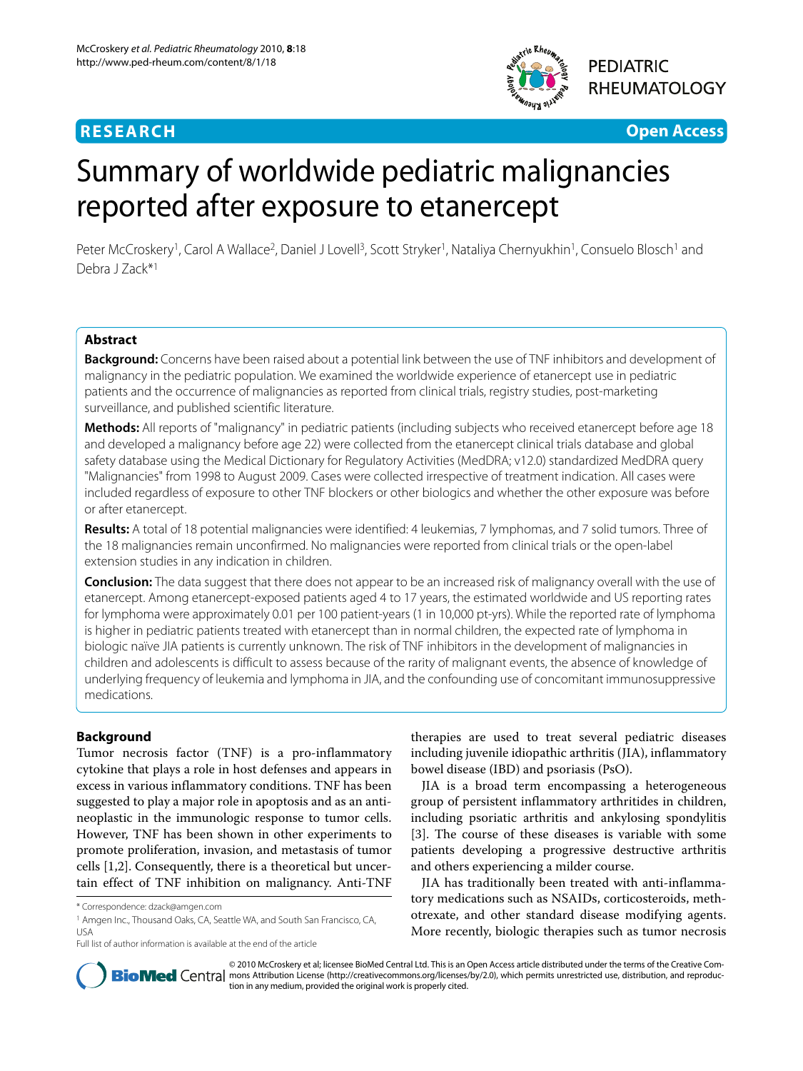**RESEARCH** **Open Access**

# Summary of worldwide pediatric malignancies reported after exposure to etanercept

Peter McCroskery[1], Carol A Wallace[2], Daniel J Lovell[3], Scott Stryker[1], Nataliya Chernyukhin[1], Consuelo Blosch[1] and Debra J Zack*[1]

## Abstract

**Background:** Concerns have been raised about a potential link between the use of TNF inhibitors and development of malignancy in the pediatric population. We examined the worldwide experience of etanercept use in pediatric patients and the occurrence of malignancies as reported from clinical trials, registry studies, post-marketing surveillance, and published scientific literature.

**Methods:** All reports of "malignancy" in pediatric patients (including subjects who received etanercept before age 18 and developed a malignancy before age 22) were collected from the etanercept clinical trials database and global safety database using the Medical Dictionary for Regulatory Activities (MedDRA; v12.0) standardized MedDRA query "Malignancies" from 1998 to August 2009. Cases were collected irrespective of treatment indication. All cases were included regardless of exposure to other TNF blockers or other biologics and whether the other exposure was before or after etanercept.

**Results:** A total of 18 potential malignancies were identified: 4 leukemias, 7 lymphomas, and 7 solid tumors. Three of the 18 malignancies remain unconfirmed. No malignancies were reported from clinical trials or the open-label extension studies in any indication in children.

**Conclusion:** The data suggest that there does not appear to be an increased risk of malignancy overall with the use of etanercept. Among etanercept-exposed patients aged 4 to 17 years, the estimated worldwide and US reporting rates for lymphoma were approximately 0.01 per 100 patient-years (1 in 10,000 pt-yrs). While the reported rate of lymphoma is higher in pediatric patients treated with etanercept than in normal children, the expected rate of lymphoma in biologic naïve JIA patients is currently unknown. The risk of TNF inhibitors in the development of malignancies in children and adolescents is difficult to assess because of the rarity of malignant events, the absence of knowledge of underlying frequency of leukemia and lymphoma in JIA, and the confounding use of concomitant immunosuppressive medications.

## Background

Tumor necrosis factor (TNF) is a pro-inflammatory cytokine that plays a role in host defenses and appears in excess in various inflammatory conditions. TNF has been suggested to play a major role in apoptosis and as an anti-neoplastic in the immunologic response to tumor cells. However, TNF has been shown in other experiments to promote proliferation, invasion, and metastasis of tumor cells [1,2]. Consequently, there is a theoretical but uncertain effect of TNF inhibition on malignancy. Anti-TNF therapies are used to treat several pediatric diseases including juvenile idiopathic arthritis (JIA), inflammatory bowel disease (IBD) and psoriasis (PsO).

JIA is a broad term encompassing a heterogeneous group of persistent inflammatory arthritides in children, including psoriatic arthritis and ankylosing spondylitis [3]. The course of these diseases is variable with some patients developing a progressive destructive arthritis and others experiencing a milder course.

JIA has traditionally been treated with anti-inflammatory medications such as NSAIDs, corticosteroids, methotrexate, and other standard disease modifying agents. More recently, biologic therapies such as tumor necrosis

\* Correspondence: dzack@amgen.com
[1] Amgen Inc., Thousand Oaks, CA, Seattle WA, and South San Francisco, CA, USA
Full list of author information is available at the end of the article

© 2010 McCroskery et al; licensee BioMed Central Ltd. This is an Open Access article distributed under the terms of the Creative Commons Attribution License (http://creativecommons.org/licenses/by/2.0), which permits unrestricted use, distribution, and reproduction in any medium, provided the original work is properly cited.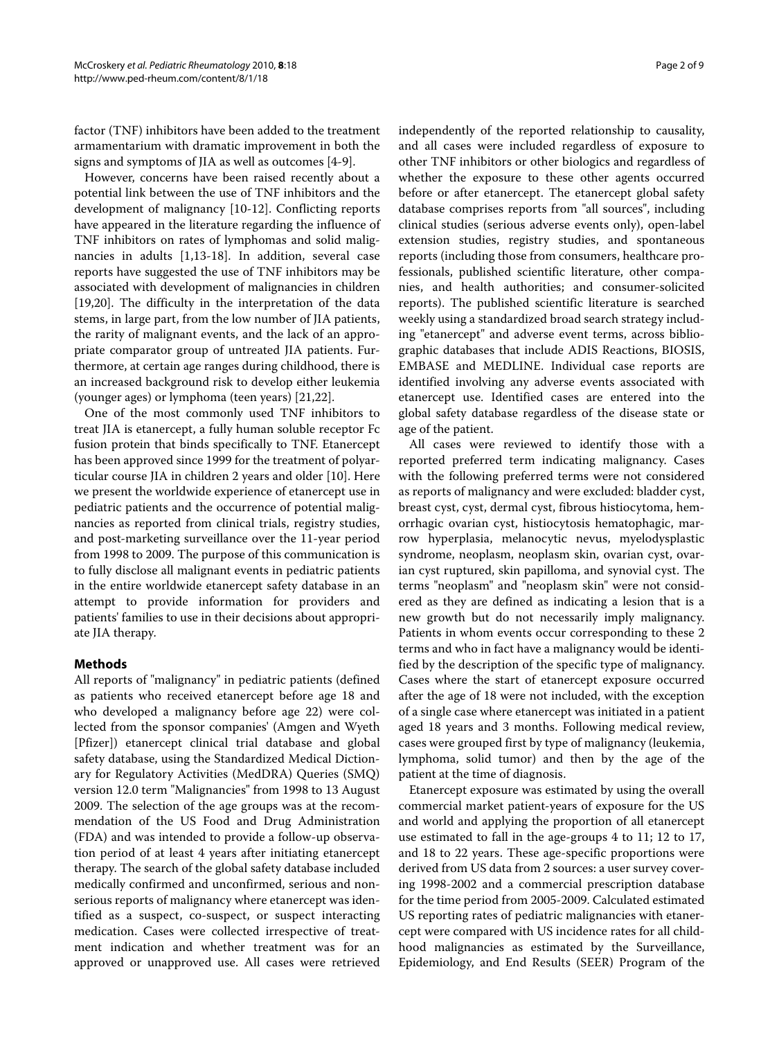factor (TNF) inhibitors have been added to the treatment armamentarium with dramatic improvement in both the signs and symptoms of JIA as well as outcomes [4-9].

However, concerns have been raised recently about a potential link between the use of TNF inhibitors and the development of malignancy [10-12]. Conflicting reports have appeared in the literature regarding the influence of TNF inhibitors on rates of lymphomas and solid malignancies in adults [1,13-18]. In addition, several case reports have suggested the use of TNF inhibitors may be associated with development of malignancies in children [19,20]. The difficulty in the interpretation of the data stems, in large part, from the low number of JIA patients, the rarity of malignant events, and the lack of an appropriate comparator group of untreated JIA patients. Furthermore, at certain age ranges during childhood, there is an increased background risk to develop either leukemia (younger ages) or lymphoma (teen years) [21,22].

One of the most commonly used TNF inhibitors to treat JIA is etanercept, a fully human soluble receptor Fc fusion protein that binds specifically to TNF. Etanercept has been approved since 1999 for the treatment of polyarticular course JIA in children 2 years and older [10]. Here we present the worldwide experience of etanercept use in pediatric patients and the occurrence of potential malignancies as reported from clinical trials, registry studies, and post-marketing surveillance over the 11-year period from 1998 to 2009. The purpose of this communication is to fully disclose all malignant events in pediatric patients in the entire worldwide etanercept safety database in an attempt to provide information for providers and patients' families to use in their decisions about appropriate JIA therapy.

## Methods

All reports of "malignancy" in pediatric patients (defined as patients who received etanercept before age 18 and who developed a malignancy before age 22) were collected from the sponsor companies' (Amgen and Wyeth [Pfizer]) etanercept clinical trial database and global safety database, using the Standardized Medical Dictionary for Regulatory Activities (MedDRA) Queries (SMQ) version 12.0 term "Malignancies" from 1998 to 13 August 2009. The selection of the age groups was at the recommendation of the US Food and Drug Administration (FDA) and was intended to provide a follow-up observation period of at least 4 years after initiating etanercept therapy. The search of the global safety database included medically confirmed and unconfirmed, serious and non-serious reports of malignancy where etanercept was identified as a suspect, co-suspect, or suspect interacting medication. Cases were collected irrespective of treatment indication and whether treatment was for an approved or unapproved use. All cases were retrieved independently of the reported relationship to causality, and all cases were included regardless of exposure to other TNF inhibitors or other biologics and regardless of whether the exposure to these other agents occurred before or after etanercept. The etanercept global safety database comprises reports from "all sources", including clinical studies (serious adverse events only), open-label extension studies, registry studies, and spontaneous reports (including those from consumers, healthcare professionals, published scientific literature, other companies, and health authorities; and consumer-solicited reports). The published scientific literature is searched weekly using a standardized broad search strategy including "etanercept" and adverse event terms, across bibliographic databases that include ADIS Reactions, BIOSIS, EMBASE and MEDLINE. Individual case reports are identified involving any adverse events associated with etanercept use. Identified cases are entered into the global safety database regardless of the disease state or age of the patient.

All cases were reviewed to identify those with a reported preferred term indicating malignancy. Cases with the following preferred terms were not considered as reports of malignancy and were excluded: bladder cyst, breast cyst, cyst, dermal cyst, fibrous histiocytoma, hemorrhagic ovarian cyst, histiocytosis hematophagic, marrow hyperplasia, melanocytic nevus, myelodysplastic syndrome, neoplasm, neoplasm skin, ovarian cyst, ovarian cyst ruptured, skin papilloma, and synovial cyst. The terms "neoplasm" and "neoplasm skin" were not considered as they are defined as indicating a lesion that is a new growth but do not necessarily imply malignancy. Patients in whom events occur corresponding to these 2 terms and who in fact have a malignancy would be identified by the description of the specific type of malignancy. Cases where the start of etanercept exposure occurred after the age of 18 were not included, with the exception of a single case where etanercept was initiated in a patient aged 18 years and 3 months. Following medical review, cases were grouped first by type of malignancy (leukemia, lymphoma, solid tumor) and then by the age of the patient at the time of diagnosis.

Etanercept exposure was estimated by using the overall commercial market patient-years of exposure for the US and world and applying the proportion of all etanercept use estimated to fall in the age-groups 4 to 11; 12 to 17, and 18 to 22 years. These age-specific proportions were derived from US data from 2 sources: a user survey covering 1998-2002 and a commercial prescription database for the time period from 2005-2009. Calculated estimated US reporting rates of pediatric malignancies with etanercept were compared with US incidence rates for all childhood malignancies as estimated by the Surveillance, Epidemiology, and End Results (SEER) Program of the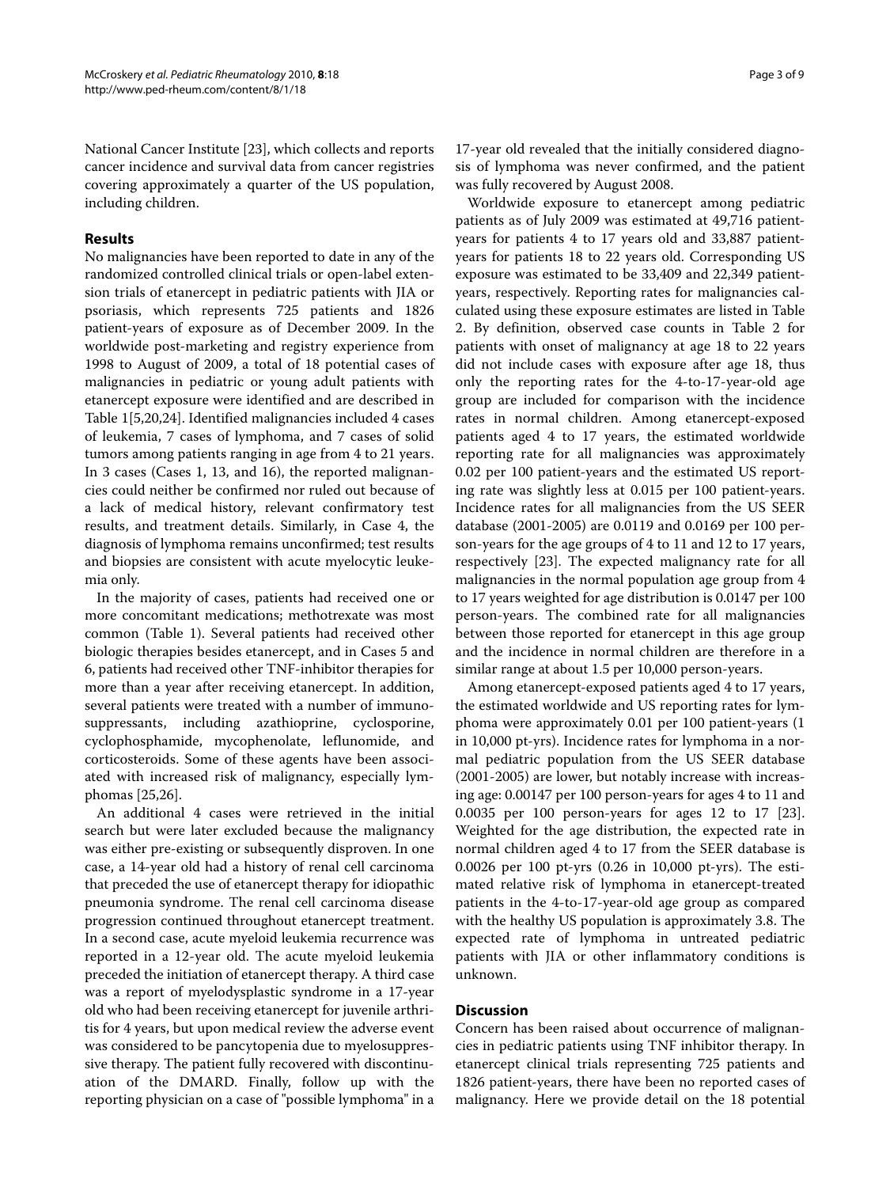National Cancer Institute [23], which collects and reports cancer incidence and survival data from cancer registries covering approximately a quarter of the US population, including children.

## Results

No malignancies have been reported to date in any of the randomized controlled clinical trials or open-label extension trials of etanercept in pediatric patients with JIA or psoriasis, which represents 725 patients and 1826 patient-years of exposure as of December 2009. In the worldwide post-marketing and registry experience from 1998 to August of 2009, a total of 18 potential cases of malignancies in pediatric or young adult patients with etanercept exposure were identified and are described in Table 1[5,20,24]. Identified malignancies included 4 cases of leukemia, 7 cases of lymphoma, and 7 cases of solid tumors among patients ranging in age from 4 to 21 years. In 3 cases (Cases 1, 13, and 16), the reported malignancies could neither be confirmed nor ruled out because of a lack of medical history, relevant confirmatory test results, and treatment details. Similarly, in Case 4, the diagnosis of lymphoma remains unconfirmed; test results and biopsies are consistent with acute myelocytic leukemia only.

In the majority of cases, patients had received one or more concomitant medications; methotrexate was most common (Table 1). Several patients had received other biologic therapies besides etanercept, and in Cases 5 and 6, patients had received other TNF-inhibitor therapies for more than a year after receiving etanercept. In addition, several patients were treated with a number of immunosuppressants, including azathioprine, cyclosporine, cyclophosphamide, mycophenolate, leflunomide, and corticosteroids. Some of these agents have been associated with increased risk of malignancy, especially lymphomas [25,26].

An additional 4 cases were retrieved in the initial search but were later excluded because the malignancy was either pre-existing or subsequently disproven. In one case, a 14-year old had a history of renal cell carcinoma that preceded the use of etanercept therapy for idiopathic pneumonia syndrome. The renal cell carcinoma disease progression continued throughout etanercept treatment. In a second case, acute myeloid leukemia recurrence was reported in a 12-year old. The acute myeloid leukemia preceded the initiation of etanercept therapy. A third case was a report of myelodysplastic syndrome in a 17-year old who had been receiving etanercept for juvenile arthritis for 4 years, but upon medical review the adverse event was considered to be pancytopenia due to myelosuppressive therapy. The patient fully recovered with discontinuation of the DMARD. Finally, follow up with the reporting physician on a case of "possible lymphoma" in a 17-year old revealed that the initially considered diagnosis of lymphoma was never confirmed, and the patient was fully recovered by August 2008.

Worldwide exposure to etanercept among pediatric patients as of July 2009 was estimated at 49,716 patient-years for patients 4 to 17 years old and 33,887 patient-years for patients 18 to 22 years old. Corresponding US exposure was estimated to be 33,409 and 22,349 patient-years, respectively. Reporting rates for malignancies calculated using these exposure estimates are listed in Table 2. By definition, observed case counts in Table 2 for patients with onset of malignancy at age 18 to 22 years did not include cases with exposure after age 18, thus only the reporting rates for the 4-to-17-year-old age group are included for comparison with the incidence rates in normal children. Among etanercept-exposed patients aged 4 to 17 years, the estimated worldwide reporting rate for all malignancies was approximately 0.02 per 100 patient-years and the estimated US reporting rate was slightly less at 0.015 per 100 patient-years. Incidence rates for all malignancies from the US SEER database (2001-2005) are 0.0119 and 0.0169 per 100 person-years for the age groups of 4 to 11 and 12 to 17 years, respectively [23]. The expected malignancy rate for all malignancies in the normal population age group from 4 to 17 years weighted for age distribution is 0.0147 per 100 person-years. The combined rate for all malignancies between those reported for etanercept in this age group and the incidence in normal children are therefore in a similar range at about 1.5 per 10,000 person-years.

Among etanercept-exposed patients aged 4 to 17 years, the estimated worldwide and US reporting rates for lymphoma were approximately 0.01 per 100 patient-years (1 in 10,000 pt-yrs). Incidence rates for lymphoma in a normal pediatric population from the US SEER database (2001-2005) are lower, but notably increase with increasing age: 0.00147 per 100 person-years for ages 4 to 11 and 0.0035 per 100 person-years for ages 12 to 17 [23]. Weighted for the age distribution, the expected rate in normal children aged 4 to 17 from the SEER database is 0.0026 per 100 pt-yrs (0.26 in 10,000 pt-yrs). The estimated relative risk of lymphoma in etanercept-treated patients in the 4-to-17-year-old age group as compared with the healthy US population is approximately 3.8. The expected rate of lymphoma in untreated pediatric patients with JIA or other inflammatory conditions is unknown.

## Discussion

Concern has been raised about occurrence of malignancies in pediatric patients using TNF inhibitor therapy. In etanercept clinical trials representing 725 patients and 1826 patient-years, there have been no reported cases of malignancy. Here we provide detail on the 18 potential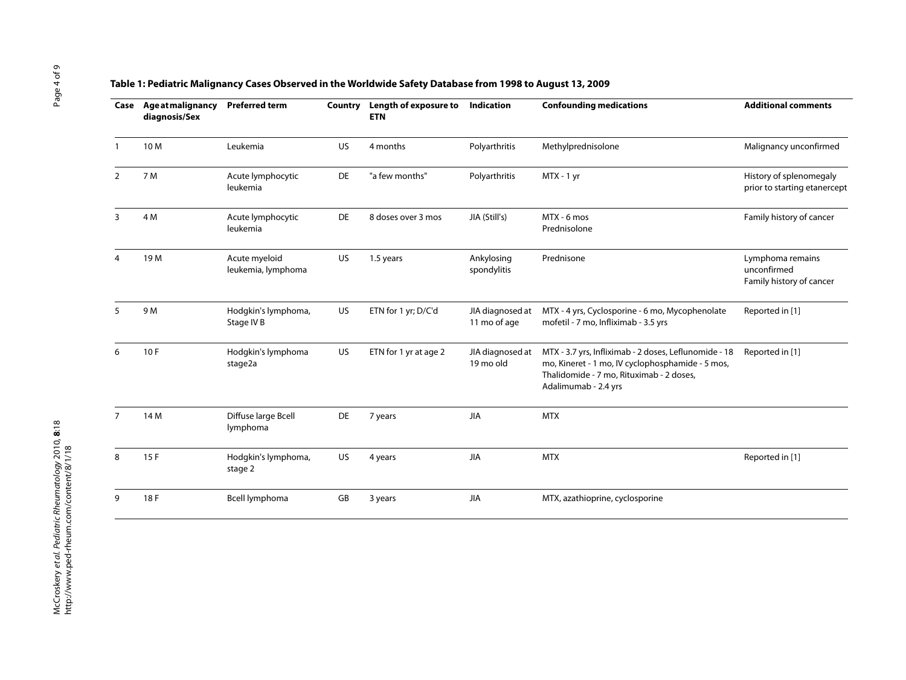**Table 1: Pediatric Malignancy Cases Observed in the Worldwide Safety Database from 1998 to August 13, 2009**

| Case | Age at malignancy diagnosis/Sex | Preferred term | Country | Length of exposure to ETN | Indication | Confounding medications | Additional comments |
|---|---|---|---|---|---|---|---|
| 1 | 10 M | Leukemia | US | 4 months | Polyarthritis | Methylprednisolone | Malignancy unconfirmed |
| 2 | 7 M | Acute lymphocytic leukemia | DE | "a few months" | Polyarthritis | MTX - 1 yr | History of splenomegaly prior to starting etanercept |
| 3 | 4 M | Acute lymphocytic leukemia | DE | 8 doses over 3 mos | JIA (Still's) | MTX - 6 mos<br>Prednisolone | Family history of cancer |
| 4 | 19 M | Acute myeloid leukemia, lymphoma | US | 1.5 years | Ankylosing spondylitis | Prednisone | Lymphoma remains unconfirmed<br>Family history of cancer |
| 5 | 9 M | Hodgkin's lymphoma, Stage IV B | US | ETN for 1 yr; D/C'd | JIA diagnosed at 11 mo of age | MTX - 4 yrs, Cyclosporine - 6 mo, Mycophenolate mofetil - 7 mo, Infliximab - 3.5 yrs | Reported in [1] |
| 6 | 10 F | Hodgkin's lymphoma stage2a | US | ETN for 1 yr at age 2 | JIA diagnosed at 19 mo old | MTX - 3.7 yrs, Infliximab - 2 doses, Leflunomide - 18 mo, Kineret - 1 mo, IV cyclophosphamide - 5 mos, Thalidomide - 7 mo, Rituximab - 2 doses, Adalimumab - 2.4 yrs | Reported in [1] |
| 7 | 14 M | Diffuse large Bcell lymphoma | DE | 7 years | JIA | MTX | |
| 8 | 15 F | Hodgkin's lymphoma, stage 2 | US | 4 years | JIA | MTX | Reported in [1] |
| 9 | 18 F | Bcell lymphoma | GB | 3 years | JIA | MTX, azathioprine, cyclosporine | |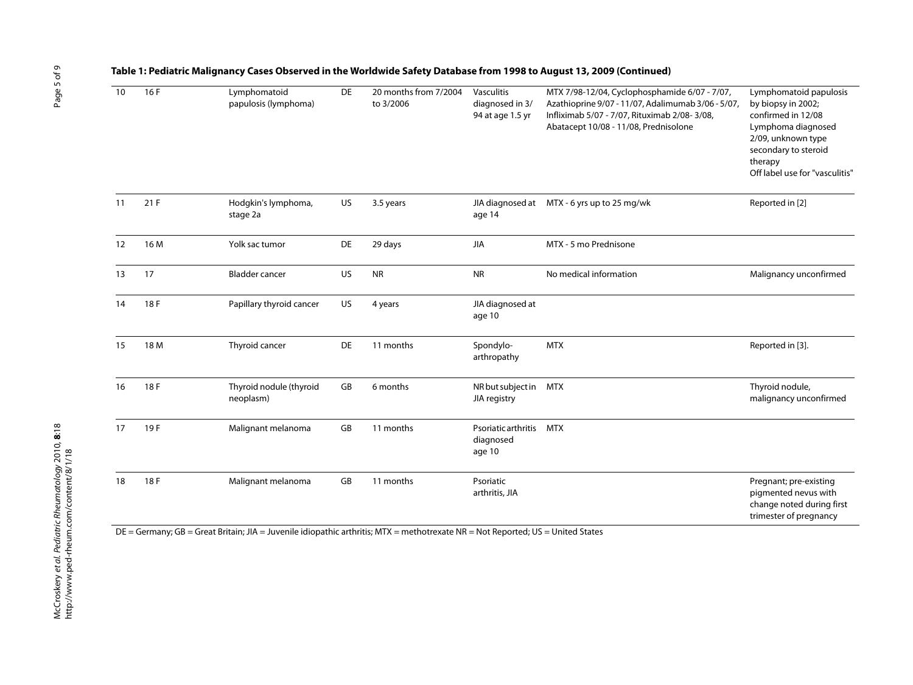**Table 1: Pediatric Malignancy Cases Observed in the Worldwide Safety Database from 1998 to August 13, 2009 (Continued)**

| | | | | | | | |
|---|---|---|---|---|---|---|---|
| 10 | 16 F | Lymphomatoid papulosis (lymphoma) | DE | 20 months from 7/2004 to 3/2006 | Vasculitis diagnosed in 3/94 at age 1.5 yr | MTX 7/98-12/04, Cyclophosphamide 6/07 - 7/07, Azathioprine 9/07 - 11/07, Adalimumab 3/06 - 5/07, Infliximab 5/07 - 7/07, Rituximab 2/08- 3/08, Abatacept 10/08 - 11/08, Prednisolone | Lymphomatoid papulosis by biopsy in 2002; confirmed in 12/08 Lymphoma diagnosed 2/09, unknown type secondary to steroid therapy Off label use for "vasculitis" |
| 11 | 21 F | Hodgkin's lymphoma, stage 2a | US | 3.5 years | JIA diagnosed at age 14 | MTX - 6 yrs up to 25 mg/wk | Reported in [2] |
| 12 | 16 M | Yolk sac tumor | DE | 29 days | JIA | MTX - 5 mo Prednisone | |
| 13 | 17 | Bladder cancer | US | NR | NR | No medical information | Malignancy unconfirmed |
| 14 | 18 F | Papillary thyroid cancer | US | 4 years | JIA diagnosed at age 10 | | |
| 15 | 18 M | Thyroid cancer | DE | 11 months | Spondylo-arthropathy | MTX | Reported in [3]. |
| 16 | 18 F | Thyroid nodule (thyroid neoplasm) | GB | 6 months | NR but subject in JIA registry | MTX | Thyroid nodule, malignancy unconfirmed |
| 17 | 19 F | Malignant melanoma | GB | 11 months | Psoriatic arthritis diagnosed age 10 | MTX | |
| 18 | 18 F | Malignant melanoma | GB | 11 months | Psoriatic arthritis, JIA | | Pregnant; pre-existing pigmented nevus with change noted during first trimester of pregnancy |

DE = Germany; GB = Great Britain; JIA = Juvenile idiopathic arthritis; MTX = methotrexate NR = Not Reported; US = United States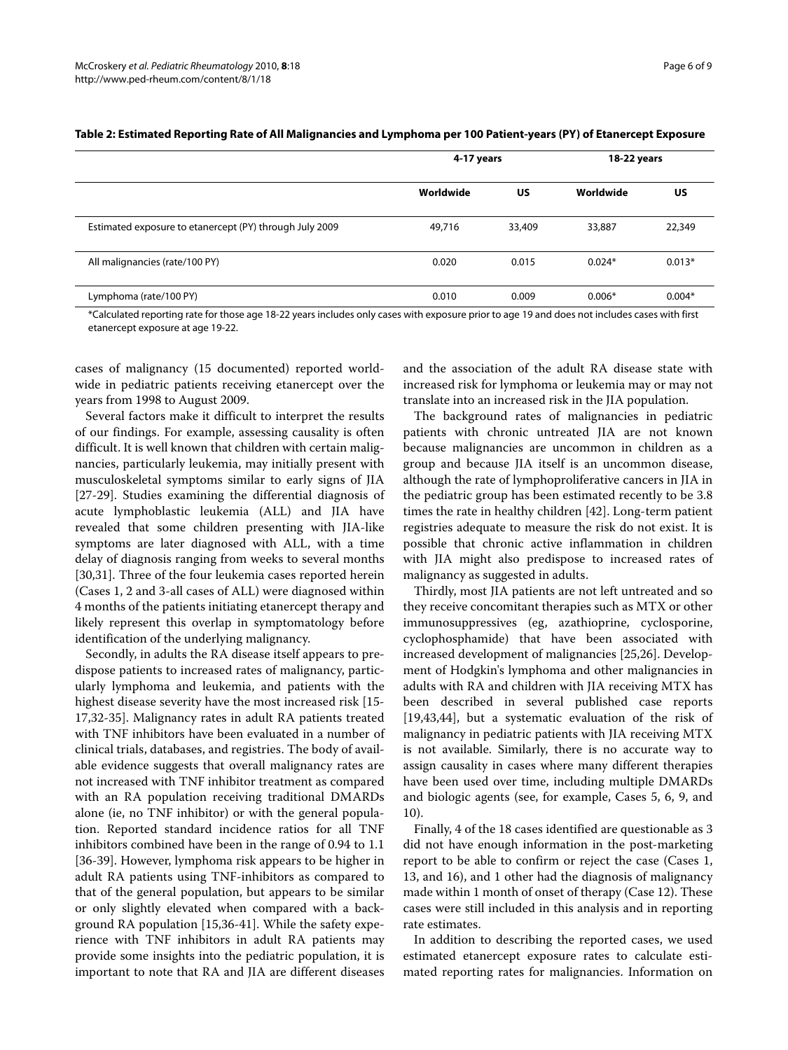**Table 2: Estimated Reporting Rate of All Malignancies and Lymphoma per 100 Patient-years (PY) of Etanercept Exposure**

| | 4-17 years | | 18-22 years | |
|---|---|---|---|---|
| | **Worldwide** | **US** | **Worldwide** | **US** |
| Estimated exposure to etanercept (PY) through July 2009 | 49,716 | 33,409 | 33,887 | 22,349 |
| All malignancies (rate/100 PY) | 0.020 | 0.015 | 0.024* | 0.013* |
| Lymphoma (rate/100 PY) | 0.010 | 0.009 | 0.006* | 0.004* |

*Calculated reporting rate for those age 18-22 years includes only cases with exposure prior to age 19 and does not includes cases with first etanercept exposure at age 19-22.

cases of malignancy (15 documented) reported worldwide in pediatric patients receiving etanercept over the years from 1998 to August 2009.

Several factors make it difficult to interpret the results of our findings. For example, assessing causality is often difficult. It is well known that children with certain malignancies, particularly leukemia, may initially present with musculoskeletal symptoms similar to early signs of JIA [27-29]. Studies examining the differential diagnosis of acute lymphoblastic leukemia (ALL) and JIA have revealed that some children presenting with JIA-like symptoms are later diagnosed with ALL, with a time delay of diagnosis ranging from weeks to several months [30,31]. Three of the four leukemia cases reported herein (Cases 1, 2 and 3-all cases of ALL) were diagnosed within 4 months of the patients initiating etanercept therapy and likely represent this overlap in symptomatology before identification of the underlying malignancy.

Secondly, in adults the RA disease itself appears to predispose patients to increased rates of malignancy, particularly lymphoma and leukemia, and patients with the highest disease severity have the most increased risk [15-17,32-35]. Malignancy rates in adult RA patients treated with TNF inhibitors have been evaluated in a number of clinical trials, databases, and registries. The body of available evidence suggests that overall malignancy rates are not increased with TNF inhibitor treatment as compared with an RA population receiving traditional DMARDs alone (ie, no TNF inhibitor) or with the general population. Reported standard incidence ratios for all TNF inhibitors combined have been in the range of 0.94 to 1.1 [36-39]. However, lymphoma risk appears to be higher in adult RA patients using TNF-inhibitors as compared to that of the general population, but appears to be similar or only slightly elevated when compared with a background RA population [15,36-41]. While the safety experience with TNF inhibitors in adult RA patients may provide some insights into the pediatric population, it is important to note that RA and JIA are different diseases and the association of the adult RA disease state with increased risk for lymphoma or leukemia may or may not translate into an increased risk in the JIA population.

The background rates of malignancies in pediatric patients with chronic untreated JIA are not known because malignancies are uncommon in children as a group and because JIA itself is an uncommon disease, although the rate of lymphoproliferative cancers in JIA in the pediatric group has been estimated recently to be 3.8 times the rate in healthy children [42]. Long-term patient registries adequate to measure the risk do not exist. It is possible that chronic active inflammation in children with JIA might also predispose to increased rates of malignancy as suggested in adults.

Thirdly, most JIA patients are not left untreated and so they receive concomitant therapies such as MTX or other immunosuppressives (eg, azathioprine, cyclosporine, cyclophosphamide) that have been associated with increased development of malignancies [25,26]. Development of Hodgkin's lymphoma and other malignancies in adults with RA and children with JIA receiving MTX has been described in several published case reports [19,43,44], but a systematic evaluation of the risk of malignancy in pediatric patients with JIA receiving MTX is not available. Similarly, there is no accurate way to assign causality in cases where many different therapies have been used over time, including multiple DMARDs and biologic agents (see, for example, Cases 5, 6, 9, and 10).

Finally, 4 of the 18 cases identified are questionable as 3 did not have enough information in the post-marketing report to be able to confirm or reject the case (Cases 1, 13, and 16), and 1 other had the diagnosis of malignancy made within 1 month of onset of therapy (Case 12). These cases were still included in this analysis and in reporting rate estimates.

In addition to describing the reported cases, we used estimated etanercept exposure rates to calculate estimated reporting rates for malignancies. Information on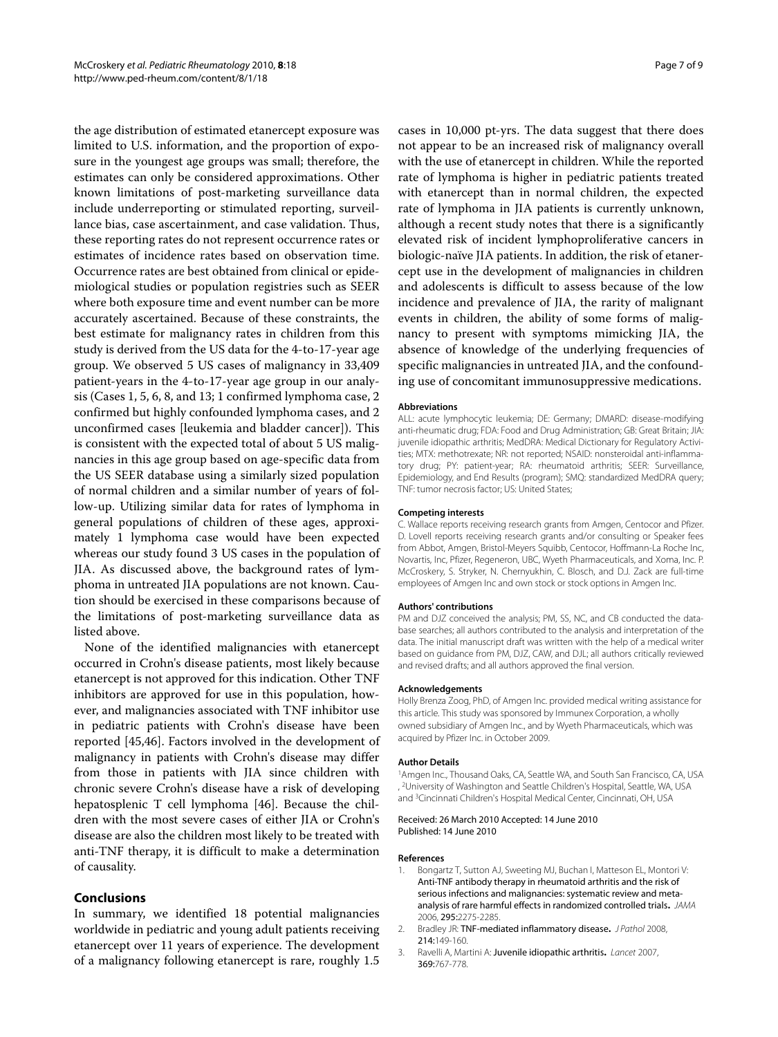the age distribution of estimated etanercept exposure was limited to U.S. information, and the proportion of exposure in the youngest age groups was small; therefore, the estimates can only be considered approximations. Other known limitations of post-marketing surveillance data include underreporting or stimulated reporting, surveillance bias, case ascertainment, and case validation. Thus, these reporting rates do not represent occurrence rates or estimates of incidence rates based on observation time. Occurrence rates are best obtained from clinical or epidemiological studies or population registries such as SEER where both exposure time and event number can be more accurately ascertained. Because of these constraints, the best estimate for malignancy rates in children from this study is derived from the US data for the 4-to-17-year age group. We observed 5 US cases of malignancy in 33,409 patient-years in the 4-to-17-year age group in our analysis (Cases 1, 5, 6, 8, and 13; 1 confirmed lymphoma case, 2 confirmed but highly confounded lymphoma cases, and 2 unconfirmed cases [leukemia and bladder cancer]). This is consistent with the expected total of about 5 US malignancies in this age group based on age-specific data from the US SEER database using a similarly sized population of normal children and a similar number of years of follow-up. Utilizing similar data for rates of lymphoma in general populations of children of these ages, approximately 1 lymphoma case would have been expected whereas our study found 3 US cases in the population of JIA. As discussed above, the background rates of lymphoma in untreated JIA populations are not known. Caution should be exercised in these comparisons because of the limitations of post-marketing surveillance data as listed above.

None of the identified malignancies with etanercept occurred in Crohn's disease patients, most likely because etanercept is not approved for this indication. Other TNF inhibitors are approved for use in this population, however, and malignancies associated with TNF inhibitor use in pediatric patients with Crohn's disease have been reported [45,46]. Factors involved in the development of malignancy in patients with Crohn's disease may differ from those in patients with JIA since children with chronic severe Crohn's disease have a risk of developing hepatosplenic T cell lymphoma [46]. Because the children with the most severe cases of either JIA or Crohn's disease are also the children most likely to be treated with anti-TNF therapy, it is difficult to make a determination of causality.

## Conclusions

In summary, we identified 18 potential malignancies worldwide in pediatric and young adult patients receiving etanercept over 11 years of experience. The development of a malignancy following etanercept is rare, roughly 1.5 cases in 10,000 pt-yrs. The data suggest that there does not appear to be an increased risk of malignancy overall with the use of etanercept in children. While the reported rate of lymphoma is higher in pediatric patients treated with etanercept than in normal children, the expected rate of lymphoma in JIA patients is currently unknown, although a recent study notes that there is a significantly elevated risk of incident lymphoproliferative cancers in biologic-naïve JIA patients. In addition, the risk of etanercept use in the development of malignancies in children and adolescents is difficult to assess because of the low incidence and prevalence of JIA, the rarity of malignant events in children, the ability of some forms of malignancy to present with symptoms mimicking JIA, the absence of knowledge of the underlying frequencies of specific malignancies in untreated JIA, and the confounding use of concomitant immunosuppressive medications.

#### Abbreviations

ALL: acute lymphocytic leukemia; DE: Germany; DMARD: disease-modifying anti-rheumatic drug; FDA: Food and Drug Administration; GB: Great Britain; JIA: juvenile idiopathic arthritis; MedDRA: Medical Dictionary for Regulatory Activities; MTX: methotrexate; NR: not reported; NSAID: nonsteroidal anti-inflammatory drug; PY: patient-year; RA: rheumatoid arthritis; SEER: Surveillance, Epidemiology, and End Results (program); SMQ: standardized MedDRA query; TNF: tumor necrosis factor; US: United States;

#### Competing interests

C. Wallace reports receiving research grants from Amgen, Centocor and Pfizer. D. Lovell reports receiving research grants and/or consulting or Speaker fees from Abbot, Amgen, Bristol-Meyers Squibb, Centocor, Hoffmann-La Roche Inc, Novartis, Inc, Pfizer, Regeneron, UBC, Wyeth Pharmaceuticals, and Xoma, Inc. P. McCroskery, S. Stryker, N. Chernyukhin, C. Blosch, and D.J. Zack are full-time employees of Amgen Inc and own stock or stock options in Amgen Inc.

#### Authors' contributions

PM and DJZ conceived the analysis; PM, SS, NC, and CB conducted the database searches; all authors contributed to the analysis and interpretation of the data. The initial manuscript draft was written with the help of a medical writer based on guidance from PM, DJZ, CAW, and DJL; all authors critically reviewed and revised drafts; and all authors approved the final version.

#### Acknowledgements

Holly Brenza Zoog, PhD, of Amgen Inc. provided medical writing assistance for this article. This study was sponsored by Immunex Corporation, a wholly owned subsidiary of Amgen Inc., and by Wyeth Pharmaceuticals, which was acquired by Pfizer Inc. in October 2009.

#### Author Details

[1]Amgen Inc., Thousand Oaks, CA, Seattle WA, and South San Francisco, CA, USA , [2]University of Washington and Seattle Children's Hospital, Seattle, WA, USA and [3]Cincinnati Children's Hospital Medical Center, Cincinnati, OH, USA

Received: 26 March 2010 Accepted: 14 June 2010
Published: 14 June 2010

#### References

1. Bongartz T, Sutton AJ, Sweeting MJ, Buchan I, Matteson EL, Montori V: **Anti-TNF antibody therapy in rheumatoid arthritis and the risk of serious infections and malignancies: systematic review and meta-analysis of rare harmful effects in randomized controlled trials.** *JAMA* 2006, **295:**2275-2285.
2. Bradley JR: **TNF-mediated inflammatory disease.** *J Pathol* 2008, **214:**149-160.
3. Ravelli A, Martini A: **Juvenile idiopathic arthritis.** *Lancet* 2007, **369:**767-778.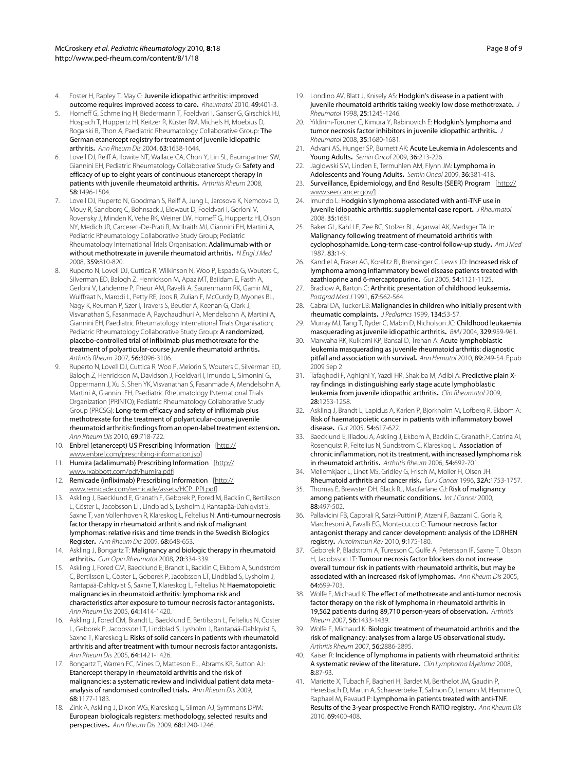4. Foster H, Rapley T, May C: **Juvenile idiopathic arthritis: improved outcome requires improved access to care.** *Rheumatol* 2010, **49**:401-3.
5. Horneff G, Schmeling H, Biedermann T, Foeldvari I, Ganser G, Girschick HJ, Hospach T, Huppertz HI, Keitzer R, Küster RM, Michels H, Moebius D, Rogalski B, Thon A, Paediatric Rheumatology Collaborative Group: **The German etanercept registry for treatment of juvenile idiopathic arthritis.** *Ann Rheum Dis* 2004, **63**:1638-1644.
6. Lovell DJ, Reiff A, Ilowite NT, Wallace CA, Chon Y, Lin SL, Baumgartner SW, Giannini EH, Pediatric Rheumatology Collaborative Study G: **Safety and efficacy of up to eight years of continuous etanercept therapy in patients with juvenile rheumatoid arthritis.** *Arthritis Rheum* 2008, **58**:1496-1504.
7. Lovell DJ, Ruperto N, Goodman S, Reiff A, Jung L, Jarosova K, Nemcova D, Mouy R, Sandborg C, Bohnsack J, Elewaut D, Foeldvari I, Gerloni V, Rovensky J, Minden K, Vehe RK, Weiner LW, Horneff G, Huppertz HI, Olson NY, Medich JR, Carcereri-De-Prati R, McIlraith MJ, Giannini EH, Martini A, Pediatric Rheumatology Collaborative Study Group; Pediatric Rheumatology International Trials Organisation: **Adalimumab with or without methotrexate in juvenile rheumatoid arthritis.** *N Engl J Med* 2008, **359**:810-820.
8. Ruperto N, Lovell DJ, Cuttica R, Wilkinson N, Woo P, Espada G, Wouters C, Silverman ED, Balogh Z, Henrickson M, Apaz MT, Baildam E, Fasth A, Gerloni V, Lahdenne P, Prieur AM, Ravelli A, Saurenmann RK, Gamir ML, Wulffraat N, Marodi L, Petty RE, Joos R, Zulian F, McCurdy D, Myones BL, Nagy K, Reuman P, Szer I, Travers S, Beutler A, Keenan G, Clark J, Visvanathan S, Fasanmade A, Raychaudhuri A, Mendelsohn A, Martini A, Giannini EH, Paediatric Rheumatology International Trials Organisation; Pediatric Rheumatology Collaborative Study Group: **A randomized, placebo-controlled trial of infliximab plus methotrexate for the treatment of polyarticular-course juvenile rheumatoid arthritis.** *Arthritis Rheum* 2007, **56**:3096-3106.
9. Ruperto N, Lovell DJ, Cuttica R, Woo P, Meiorin S, Wouters C, Silverman ED, Balogh Z, Henrickson M, Davidson J, Foeldvari I, Imundo L, Simonini G, Oppermann J, Xu S, Shen YK, Visvanathan S, Fasanmade A, Mendelsohn A, Martini A, Giannini EH, Paediatric Rheumatology INternational Trials Organization (PRINTO); Pediatric Rheumatology Collaborative Study Group (PRCSG): **Long-term efficacy and safety of infliximab plus methotrexate for the treatment of polyarticular-course juvenile rheumatoid arthritis: findings from an open-label treatment extension.** *Ann Rheum Dis* 2010, **69**:718-722.
10. **Enbrel (etanercept) US Prescribing Information** [http://www.enbrel.com/prescribing-information.jsp]
11. **Humira (adalimumab) Prescribing Information** [http://www.rxabbott.com/pdf/humira.pdf]
12. **Remicade (infliximab) Prescribing Information** [http://www.remicade.com/remicade/assets/HCP_PPI.pdf]
13. Askling J, Baecklund E, Granath F, Geborek P, Fored M, Backlin C, Bertilsson L, Cöster L, Jacobsson LT, Lindblad S, Lysholm J, Rantapää-Dahlqvist S, Saxne T, van Vollenhoven R, Klareskog L, Feltelius N: **Anti-tumour necrosis factor therapy in rheumatoid arthritis and risk of malignant lymphomas: relative risks and time trends in the Swedish Biologics Register.** *Ann Rheum Dis* 2009, **68**:648-653.
14. Askling J, Bongartz T: **Malignancy and biologic therapy in rheumatoid arthritis.** *Curr Opin Rheumatol* 2008, **20**:334-339.
15. Askling J, Fored CM, Baecklund E, Brandt L, Backlin C, Ekbom A, Sundström C, Bertilsson L, Cöster L, Geborek P, Jacobsson LT, Lindblad S, Lysholm J, Rantapää-Dahlqvist S, Saxne T, Klareskog L, Feltelius N: **Haematopoietic malignancies in rheumatoid arthritis: lymphoma risk and characteristics after exposure to tumour necrosis factor antagonists.** *Ann Rheum Dis* 2005, **64**:1414-1420.
16. Askling J, Fored CM, Brandt L, Baecklund E, Bertilsson L, Feltelius N, Cöster L, Geborek P, Jacobsson LT, Lindblad S, Lysholm J, Rantapää-Dahlqvist S, Saxne T, Klareskog L: **Risks of solid cancers in patients with rheumatoid arthritis and after treatment with tumour necrosis factor antagonists.** *Ann Rheum Dis* 2005, **64**:1421-1426.
17. Bongartz T, Warren FC, Mines D, Matteson EL, Abrams KR, Sutton AJ: **Etanercept therapy in rheumatoid arthritis and the risk of malignancies: a systematic review and individual patient data meta-analysis of randomised controlled trials.** *Ann Rheum Dis* 2009, **68**:1177-1183.
18. Zink A, Askling J, Dixon WG, Klareskog L, Silman AJ, Symmons DPM: **European biologicals registers: methodology, selected results and perspectives.** *Ann Rheum Dis* 2009, **68**:1240-1246.
19. Londino AV, Blatt J, Knisely AS: **Hodgkin's disease in a patient with juvenile rheumatoid arthritis taking weekly low dose methotrexate.** *J Rheumatol* 1998, **25**:1245-1246.
20. Yildirim-Toruner C, Kimura Y, Rabinovich E: **Hodgkin's lymphoma and tumor necrosis factor inhibitors in juvenile idiopathic arthritis.** *J Rheumatol* 2008, **35**:1680-1681.
21. Advani AS, Hunger SP, Burnett AK: **Acute Leukemia in Adolescents and Young Adults.** *Semin Oncol* 2009, **36**:213-226.
22. Jaglowski SM, Linden E, Termuhlen AM, Flynn JM: **Lymphoma in Adolescents and Young Adults.** *Semin Oncol* 2009, **36**:381-418.
23. **Surveillance, Epidemiology, and End Results (SEER) Program** [http://www.seer.cancer.gov/]
24. Imundo L: **Hodgkin's lymphoma associated with anti-TNF use in juvenile idiopathic arthritis: supplemental case report.** *J Rheumatol* 2008, **35**:1681.
25. Baker GL, Kahl LE, Zee BC, Stolzer BL, Agarwal AK, Medsger TA Jr: **Malignancy following treatment of rheumatoid arthritis with cyclophosphamide. Long-term case-control follow-up study.** *Am J Med* 1987, **83**:1-9.
26. Kandiel A, Fraser AG, Korelitz BI, Brensinger C, Lewis JD: **Increased risk of lymphoma among inflammatory bowel disease patients treated with azathioprine and 6-mercaptopurine.** *Gut* 2005, **54**:1121-1125.
27. Bradlow A, Barton C: **Arthritic presentation of childhood leukaemia.** *Postgrad Med J* 1991, **67**:562-564.
28. Cabral DA, Tucker LB: **Malignancies in children who initially present with rheumatic complaints.** *J Pediatrics* 1999, **134**:53-57.
29. Murray MJ, Tang T, Ryder C, Mabin D, Nicholson JC: **Childhood leukaemia masquerading as juvenile idiopathic arthritis.** *BMJ* 2004, **329**:959-961.
30. Marwaha RK, Kulkarni KP, Bansal D, Trehan A: **Acute lymphoblastic leukemia masquerading as juvenile rheumatoid arthritis: diagnostic pitfall and association with survival.** *Ann Hematol* 2010, **89**:249-54. Epub 2009 Sep 2
31. Tafaghodi F, Aghighi Y, Yazdi HR, Shakiba M, Adibi A: **Predictive plain X-ray findings in distinguishing early stage acute lymphoblastic leukemia from juvenile idiopathic arthritis.** *Clin Rheumatol* 2009, **28**:1253-1258.
32. Askling J, Brandt L, Lapidus A, Karlen P, Bjorkholm M, Lofberg R, Ekbom A: **Risk of haematopoietic cancer in patients with inflammatory bowel disease.** *Gut* 2005, **54**:617-622.
33. Baecklund E, Iliadou A, Askling J, Ekbom A, Backlin C, Granath F, Catrina AI, Rosenquist R, Feltelius N, Sundstrom C, Klareskog L: **Association of chronic inflammation, not its treatment, with increased lymphoma risk in rheumatoid arthritis.** *Arthritis Rheum* 2006, **54**:692-701.
34. Mellemkjaer L, Linet MS, Gridley G, Frisch M, Moller H, Olsen JH: **Rheumatoid arthritis and cancer risk.** *Eur J Cancer* 1996, **32A**:1753-1757.
35. Thomas E, Brewster DH, Black RJ, Macfarlane GJ: **Risk of malignancy among patients with rheumatic conditions.** *Int J Cancer* 2000, **88**:497-502.
36. Pallavicini FB, Caporali R, Sarzi-Puttini P, Atzeni F, Bazzani C, Gorla R, Marchesoni A, Favalli EG, Montecucco C: **Tumour necrosis factor antagonist therapy and cancer development: analysis of the LORHEN registry.** *Autoimmun Rev* 2010, **9**:175-180.
37. Geborek P, Bladstrom A, Turesson C, Gulfe A, Petersson IF, Saxne T, Olsson H, Jacobsson LT: **Tumour necrosis factor blockers do not increase overall tumour risk in patients with rheumatoid arthritis, but may be associated with an increased risk of lymphomas.** *Ann Rheum Dis* 2005, **64**:699-703.
38. Wolfe F, Michaud K: **The effect of methotrexate and anti-tumor necrosis factor therapy on the risk of lymphoma in rheumatoid arthritis in 19,562 patients during 89,710 person-years of observation.** *Arthritis Rheum* 2007, **56**:1433-1439.
39. Wolfe F, Michaud K: **Biologic treatment of rheumatoid arthritis and the risk of malignancy: analyses from a large US observational study.** *Arthritis Rheum* 2007, **56**:2886-2895.
40. Kaiser R: **Incidence of lymphoma in patients with rheumatoid arthritis: A systematic review of the literature.** *Clin Lymphoma Myeloma* 2008, **8**:87-93.
41. Mariette X, Tubach F, Bagheri H, Bardet M, Berthelot JM, Gaudin P, Heresbach D, Martin A, Schaeverbeke T, Salmon D, Lemann M, Hermine O, Raphael M, Ravaud P: **Lymphoma in patients treated with anti-TNF. Results of the 3-year prospective French RATIO registry.** *Ann Rheum Dis* 2010, **69**:400-408.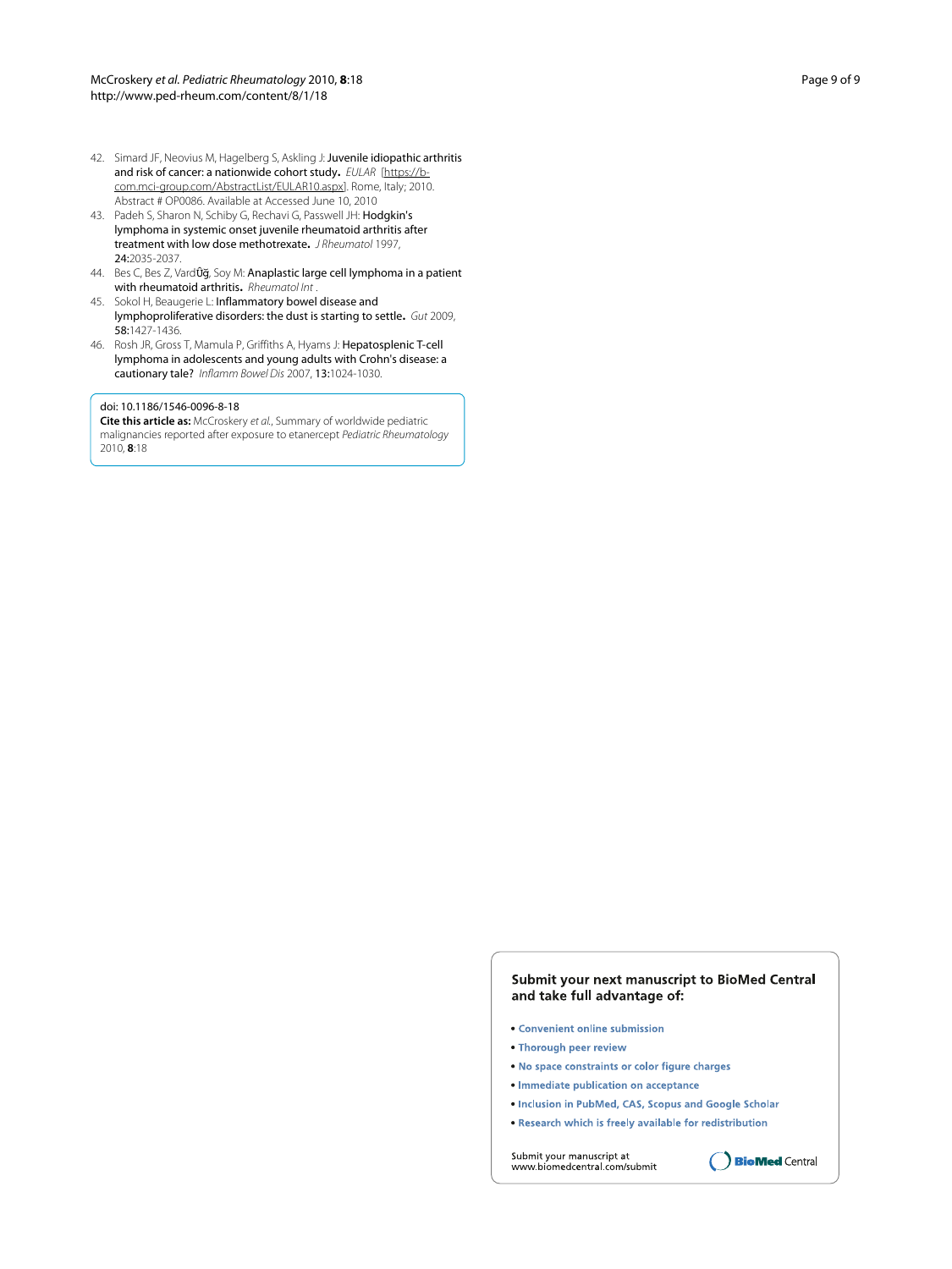42. Simard JF, Neovius M, Hagelberg S, Askling J: **Juvenile idiopathic arthritis and risk of cancer: a nationwide cohort study.** *EULAR* [https://b-com.mci-group.com/AbstractList/EULAR10.aspx]. Rome, Italy; 2010. Abstract # OP0086. Available at Accessed June 10, 2010
43. Padeh S, Sharon N, Schiby G, Rechavi G, Passwell JH: **Hodgkin's lymphoma in systemic onset juvenile rheumatoid arthritis after treatment with low dose methotrexate.** *J Rheumatol* 1997, **24:**2035-2037.
44. Bes C, Bes Z, VardÛğ, Soy M: **Anaplastic large cell lymphoma in a patient with rheumatoid arthritis.** *Rheumatol Int* .
45. Sokol H, Beaugerie L: **Inflammatory bowel disease and lymphoproliferative disorders: the dust is starting to settle.** *Gut* 2009, **58:**1427-1436.
46. Rosh JR, Gross T, Mamula P, Griffiths A, Hyams J: **Hepatosplenic T-cell lymphoma in adolescents and young adults with Crohn's disease: a cautionary tale?** *Inflamm Bowel Dis* 2007, **13:**1024-1030.

doi: 10.1186/1546-0096-8-18

**Cite this article as:** McCroskery *et al.*, Summary of worldwide pediatric malignancies reported after exposure to etanercept *Pediatric Rheumatology* 2010, **8**:18

**Submit your next manuscript to BioMed Central and take full advantage of:**

- Convenient online submission
- Thorough peer review
- No space constraints or color figure charges
- Immediate publication on acceptance
- Inclusion in PubMed, CAS, Scopus and Google Scholar
- Research which is freely available for redistribution

Submit your manuscript at www.biomedcentral.com/submit

BioMed Central